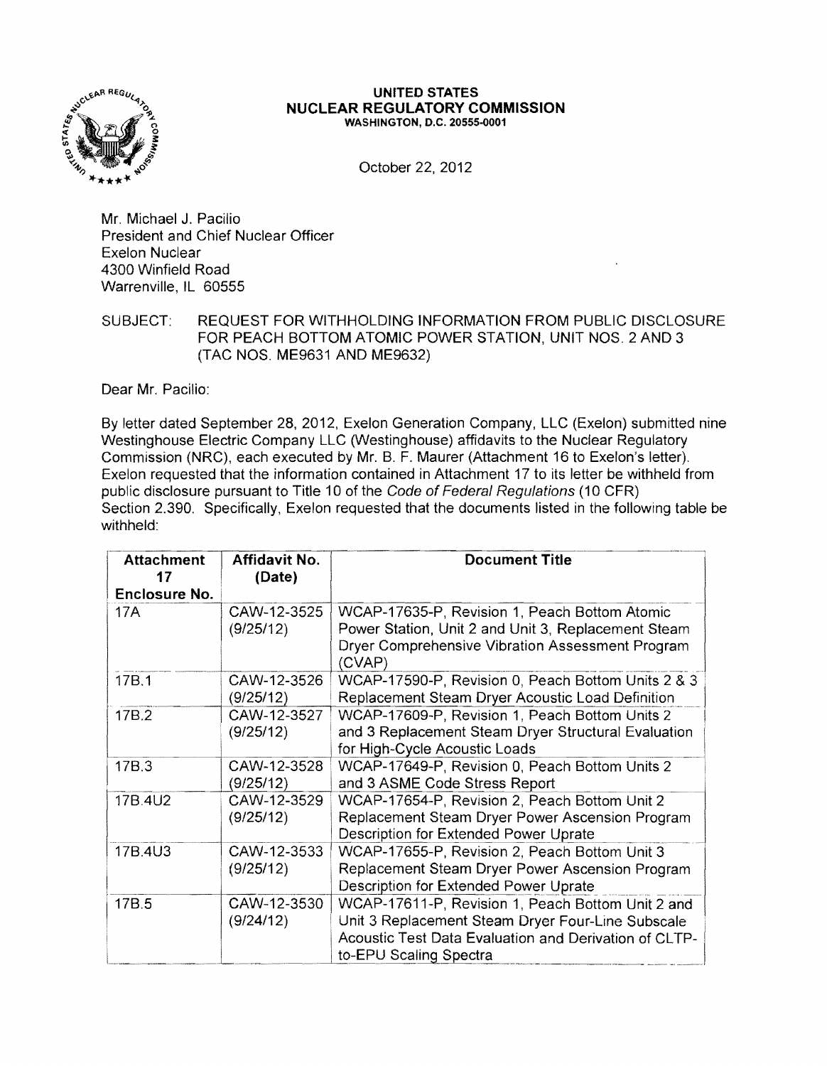**UNITED STATES**
**NUCLEAR REGULATORY COMMISSION**
WASHINGTON, D.C. 20555-0001

October 22, 2012

Mr. Michael J. Pacilio
President and Chief Nuclear Officer
Exelon Nuclear
4300 Winfield Road
Warrenville, IL 60555

SUBJECT: REQUEST FOR WITHHOLDING INFORMATION FROM PUBLIC DISCLOSURE FOR PEACH BOTTOM ATOMIC POWER STATION, UNIT NOS. 2 AND 3 (TAC NOS. ME9631 AND ME9632)

Dear Mr. Pacilio:

By letter dated September 28, 2012, Exelon Generation Company, LLC (Exelon) submitted nine Westinghouse Electric Company LLC (Westinghouse) affidavits to the Nuclear Regulatory Commission (NRC), each executed by Mr. B. F. Maurer (Attachment 16 to Exelon's letter). Exelon requested that the information contained in Attachment 17 to its letter be withheld from public disclosure pursuant to Title 10 of the *Code of Federal Regulations* (10 CFR) Section 2.390. Specifically, Exelon requested that the documents listed in the following table be withheld:

| Attachment 17 Enclosure No. | Affidavit No. (Date) | Document Title |
|---|---|---|
| 17A | CAW-12-3525 (9/25/12) | WCAP-17635-P, Revision 1, Peach Bottom Atomic Power Station, Unit 2 and Unit 3, Replacement Steam Dryer Comprehensive Vibration Assessment Program (CVAP) |
| 17B.1 | CAW-12-3526 (9/25/12) | WCAP-17590-P, Revision 0, Peach Bottom Units 2 & 3 Replacement Steam Dryer Acoustic Load Definition |
| 17B.2 | CAW-12-3527 (9/25/12) | WCAP-17609-P, Revision 1, Peach Bottom Units 2 and 3 Replacement Steam Dryer Structural Evaluation for High-Cycle Acoustic Loads |
| 17B.3 | CAW-12-3528 (9/25/12) | WCAP-17649-P, Revision 0, Peach Bottom Units 2 and 3 ASME Code Stress Report |
| 17B.4U2 | CAW-12-3529 (9/25/12) | WCAP-17654-P, Revision 2, Peach Bottom Unit 2 Replacement Steam Dryer Power Ascension Program Description for Extended Power Uprate |
| 17B.4U3 | CAW-12-3533 (9/25/12) | WCAP-17655-P, Revision 2, Peach Bottom Unit 3 Replacement Steam Dryer Power Ascension Program Description for Extended Power Uprate |
| 17B.5 | CAW-12-3530 (9/24/12) | WCAP-17611-P, Revision 1, Peach Bottom Unit 2 and Unit 3 Replacement Steam Dryer Four-Line Subscale Acoustic Test Data Evaluation and Derivation of CLTP-to-EPU Scaling Spectra |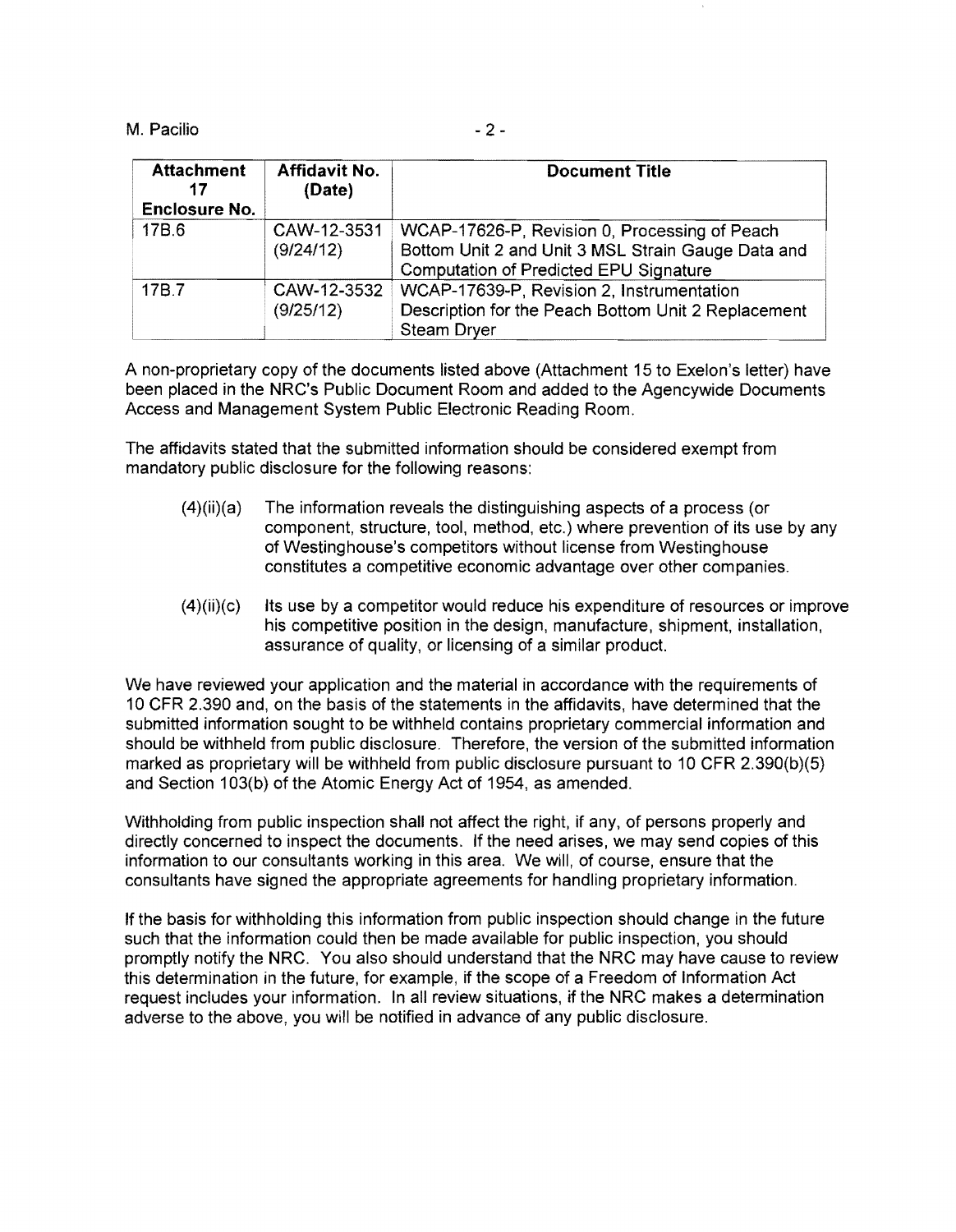| Attachment 17 Enclosure No. | Affidavit No. (Date) | Document Title |
| --- | --- | --- |
| 17B.6 | CAW-12-3531 (9/24/12) | WCAP-17626-P, Revision 0, Processing of Peach Bottom Unit 2 and Unit 3 MSL Strain Gauge Data and Computation of Predicted EPU Signature |
| 17B.7 | CAW-12-3532 (9/25/12) | WCAP-17639-P, Revision 2, Instrumentation Description for the Peach Bottom Unit 2 Replacement Steam Dryer |

A non-proprietary copy of the documents listed above (Attachment 15 to Exelon's letter) have been placed in the NRC's Public Document Room and added to the Agencywide Documents Access and Management System Public Electronic Reading Room.

The affidavits stated that the submitted information should be considered exempt from mandatory public disclosure for the following reasons:

(4)(ii)(a) The information reveals the distinguishing aspects of a process (or component, structure, tool, method, etc.) where prevention of its use by any of Westinghouse's competitors without license from Westinghouse constitutes a competitive economic advantage over other companies.

(4)(ii)(c) Its use by a competitor would reduce his expenditure of resources or improve his competitive position in the design, manufacture, shipment, installation, assurance of quality, or licensing of a similar product.

We have reviewed your application and the material in accordance with the requirements of 10 CFR 2.390 and, on the basis of the statements in the affidavits, have determined that the submitted information sought to be withheld contains proprietary commercial information and should be withheld from public disclosure. Therefore, the version of the submitted information marked as proprietary will be withheld from public disclosure pursuant to 10 CFR 2.390(b)(5) and Section 103(b) of the Atomic Energy Act of 1954, as amended.

Withholding from public inspection shall not affect the right, if any, of persons properly and directly concerned to inspect the documents. If the need arises, we may send copies of this information to our consultants working in this area. We will, of course, ensure that the consultants have signed the appropriate agreements for handling proprietary information.

If the basis for withholding this information from public inspection should change in the future such that the information could then be made available for public inspection, you should promptly notify the NRC. You also should understand that the NRC may have cause to review this determination in the future, for example, if the scope of a Freedom of Information Act request includes your information. In all review situations, if the NRC makes a determination adverse to the above, you will be notified in advance of any public disclosure.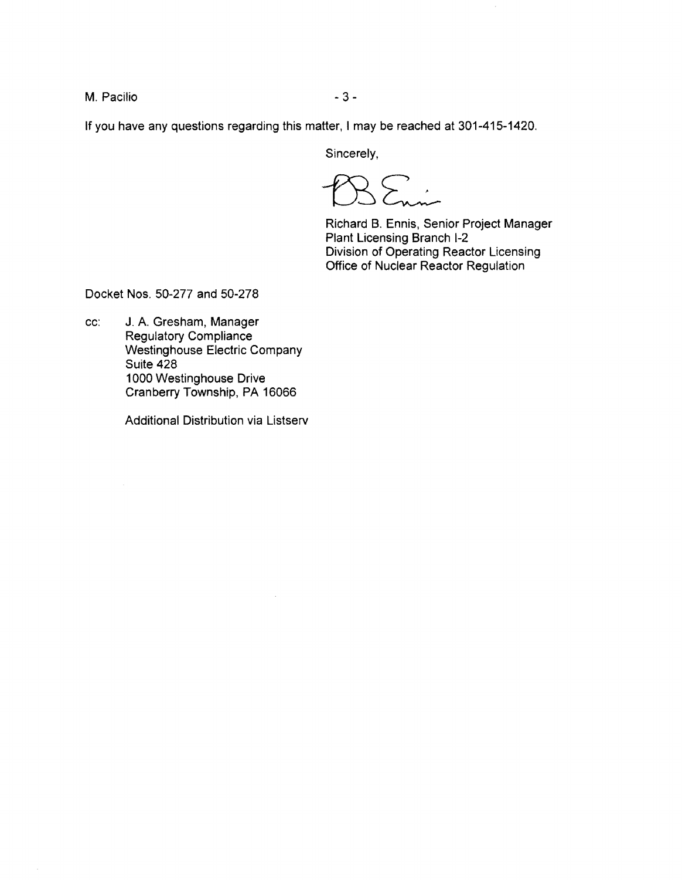If you have any questions regarding this matter, I may be reached at 301-415-1420.

Sincerely,

Richard B. Ennis, Senior Project Manager
Plant Licensing Branch I-2
Division of Operating Reactor Licensing
Office of Nuclear Reactor Regulation

Docket Nos. 50-277 and 50-278

cc: J. A. Gresham, Manager
Regulatory Compliance
Westinghouse Electric Company
Suite 428
1000 Westinghouse Drive
Cranberry Township, PA 16066

Additional Distribution via Listserv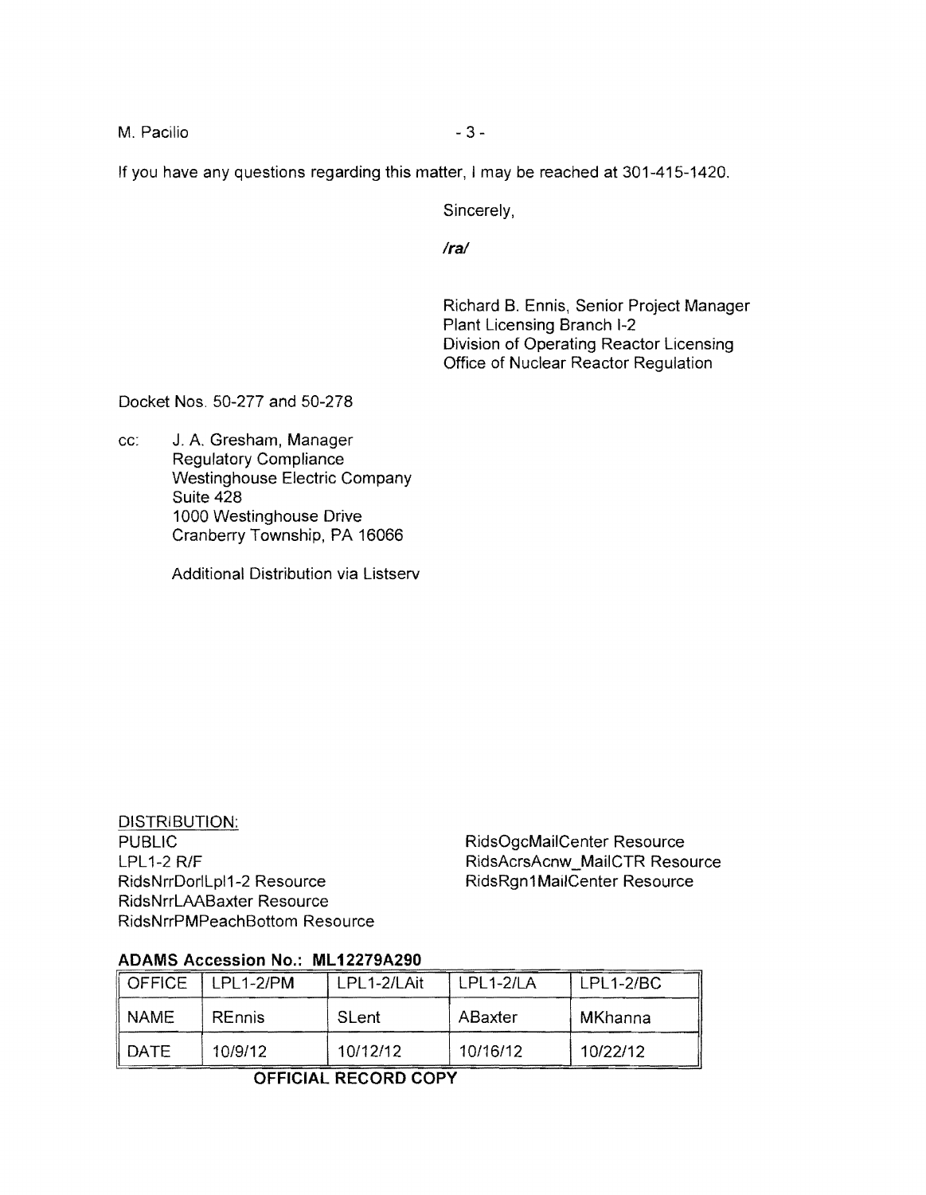If you have any questions regarding this matter, I may be reached at 301-415-1420.

Sincerely,

*/ra/*

Richard B. Ennis, Senior Project Manager
Plant Licensing Branch I-2
Division of Operating Reactor Licensing
Office of Nuclear Reactor Regulation

Docket Nos. 50-277 and 50-278

cc: J. A. Gresham, Manager
Regulatory Compliance
Westinghouse Electric Company
Suite 428
1000 Westinghouse Drive
Cranberry Township, PA 16066

Additional Distribution via Listserv

DISTRIBUTION:
PUBLIC
LPL1-2 R/F
RidsNrrDorlLpl1-2 Resource
RidsNrrLAABaxter Resource
RidsNrrPMPeachBottom Resource
RidsOgcMailCenter Resource
RidsAcrsAcnw_MailCTR Resource
RidsRgn1MailCenter Resource

**ADAMS Accession No.: ML12279A290**

| OFFICE | LPL1-2/PM | LPL1-2/LAit | LPL1-2/LA | LPL1-2/BC |
|---|---|---|---|---|
| NAME | REnnis | SLent | ABaxter | MKhanna |
| DATE | 10/9/12 | 10/12/12 | 10/16/12 | 10/22/12 |

**OFFICIAL RECORD COPY**